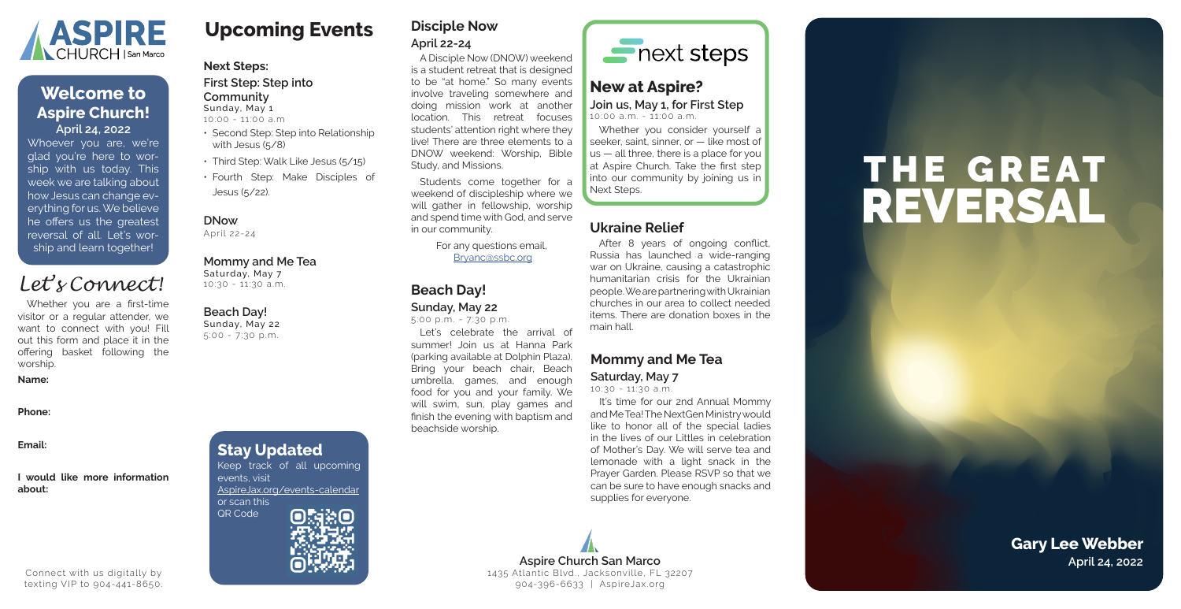# ASPIRE CHURCH | San Marco

## Welcome to Aspire Church!

**April 24, 2022**

Whoever you are, we're glad you're here to worship with us today. This week we are talking about how Jesus can change everything for us. We believe he offers us the greatest reversal of all. Let's worship and learn together!

## *Let's Connect!*

Whether you are a first-time visitor or a regular attender, we want to connect with you! Fill out this form and place it in the offering basket following the worship.

**Name:**

**Phone:**

**Email:**

**I would like more information about:**

Connect with us digitally by texting VIP to 904-441-8650.

# Upcoming Events

**Next Steps:**
**First Step: Step into Community**
Sunday, May 1
10:00 - 11:00 a.m

- Second Step: Step into Relationship with Jesus (5/8)
- Third Step: Walk Like Jesus (5/15)
- Fourth Step: Make Disciples of Jesus (5/22).

**DNow**
April 22-24

**Mommy and Me Tea**
Saturday, May 7
10:30 - 11:30 a.m.

**Beach Day!**
Sunday, May 22
5:00 - 7:30 p.m.

## Stay Updated

Keep track of all upcoming events, visit AspireJax.org/events-calendar or scan this QR Code

## Disciple Now

**April 22-24**

A Disciple Now (DNOW) weekend is a student retreat that is designed to be "at home." So many events involve traveling somewhere and doing mission work at another location. This retreat focuses students' attention right where they live! There are three elements to a DNOW weekend: Worship, Bible Study, and Missions.

Students come together for a weekend of discipleship where we will gather in fellowship, worship and spend time with God, and serve in our community.

For any questions email, Bryanc@ssbc.org

## Beach Day!

**Sunday, May 22**
5:00 p.m. - 7:30 p.m.

Let's celebrate the arrival of summer! Join us at Hanna Park (parking available at Dolphin Plaza). Bring your beach chair, Beach umbrella, games, and enough food for you and your family. We will swim, sun, play games and finish the evening with baptism and beachside worship.

next steps

## New at Aspire?

**Join us, May 1, for First Step**
10:00 a.m. - 11:00 a.m.

Whether you consider yourself a seeker, saint, sinner, or — like most of us — all three, there is a place for you at Aspire Church. Take the first step into our community by joining us in Next Steps.

## Ukraine Relief

After 8 years of ongoing conflict, Russia has launched a wide-ranging war on Ukraine, causing a catastrophic humanitarian crisis for the Ukrainian people. We are partnering with Ukrainian churches in our area to collect needed items. There are donation boxes in the main hall.

## Mommy and Me Tea

**Saturday, May 7**
10:30 - 11:30 a.m.

It's time for our 2nd Annual Mommy and Me Tea! The NextGen Ministry would like to honor all of the special ladies in the lives of our Littles in celebration of Mother's Day. We will serve tea and lemonade with a light snack in the Prayer Garden. Please RSVP so that we can be sure to have enough snacks and supplies for everyone.

**Aspire Church San Marco**
1435 Atlantic Blvd., Jacksonville, FL 32207
904-396-6633 | AspireJax.org

# THE GREAT REVERSAL

**Gary Lee Webber**
**April 24, 2022**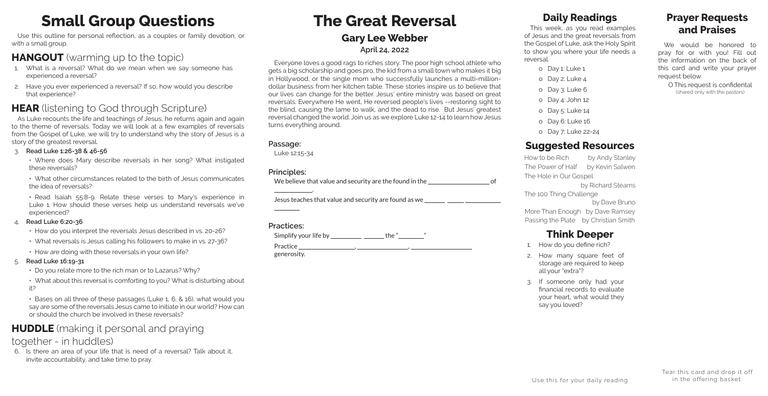# Small Group Questions

Use this outline for personal reflection, as a couples or family devotion, or with a small group.

## HANGOUT (warming up to the topic)

1. What is a reversal? What do we mean when we say someone has experienced a reversal?
2. Have you ever experienced a reversal? If so, how would you describe that experience?

## HEAR (listening to God through Scripture)

As Luke recounts the life and teachings of Jesus, he returns again and again to the theme of reversals. Today we will look at a few examples of reversals from the Gospel of Luke, we will try to understand why the story of Jesus is a story of the greatest reversal.

3. **Read Luke 1:26-38 & 46-56**
   - Where does Mary describe reversals in her song? What instigated these reversals?
   - What other circumstances related to the birth of Jesus communicates the idea of reversals?
   - Read Isaiah 55:8-9. Relate these verses to Mary's experience in Luke 1. How should these verses help us understand reversals we've experienced?
4. **Read Luke 6:20-36**
   - How do you interpret the reversals Jesus described in vs. 20-26?
   - What reversals is Jesus calling his followers to make in vs. 27-36?
   - How are doing with these reversals in your own life?
5. **Read Luke 16:19-31**
   - Do you relate more to the rich man or to Lazarus? Why?
   - What about this reversal is comforting to you? What is disturbing about it?
   - Bases on all three of these passages (Luke 1, 6, & 16), what would you say are some of the reversals Jesus came to initiate in our world? How can or should the church be involved in these reversals?

## HUDDLE (making it personal and praying together - in huddles)

6. Is there an area of your life that is need of a reversal? Talk about it, invite accountability, and take time to pray.

# The Great Reversal

## Gary Lee Webber

**April 24, 2022**

Everyone loves a good rags to riches story. The poor high school athlete who gets a big scholarship and goes pro, the kid from a small town who makes it big in Hollywood, or the single mom who successfully launches a multi-million-dollar business from her kitchen table. These stories inspire us to believe that our lives can change for the better. Jesus' entire ministry was based on great reversals. Everywhere He went, He reversed people's lives --restoring sight to the blind, causing the lame to walk, and the dead to rise. But Jesus' greatest reversal changed the world. Join us as we explore Luke 12-14 to learn how Jesus turns everything around.

### Passage:

Luke 12:15-34

### Principles:

We believe that value and security are the found in the __________________ of ___________.

Jesus teaches that value and security are found as we ______ _____ __________ _______

### Practices:

Simplify your life by _________ ______ the "_______"

Practice _________________, _______________, __________________ generosity.

## Daily Readings

This week, as you read examples of Jesus and the great reversals from the Gospel of Luke, ask the Holy Spirit to show you where your life needs a reversal.

- o Day 1: Luke 1
- o Day 2: Luke 4
- o Day 3: Luke 6
- o Day 4: John 12
- o Day 5: Luke 14
- o Day 6: Luke 16
- o Day 7: Luke 22-24

## Suggested Resources

How to be Rich by Andy Stanley
The Power of Half by Kevin Salwen
The Hole in Our Gospel by Richard Stearns
The 100 Thing Challenge by Dave Bruno
More Than Enough by Dave Ramsey
Passing the Plate by Christian Smith

## Think Deeper

1. How do you define rich?
2. How many square feet of storage are required to keep all your "extra"?
3. If someone only had your financial records to evaluate your heart, what would they say you loved?

Use this for your daily reading

## Prayer Requests and Praises

We would be honored to pray for or with you! Fill out the information on the back of this card and write your prayer request below.

O This request is confidental (shared only with the pastors)

Tear this card and drop it off in the offering basket.